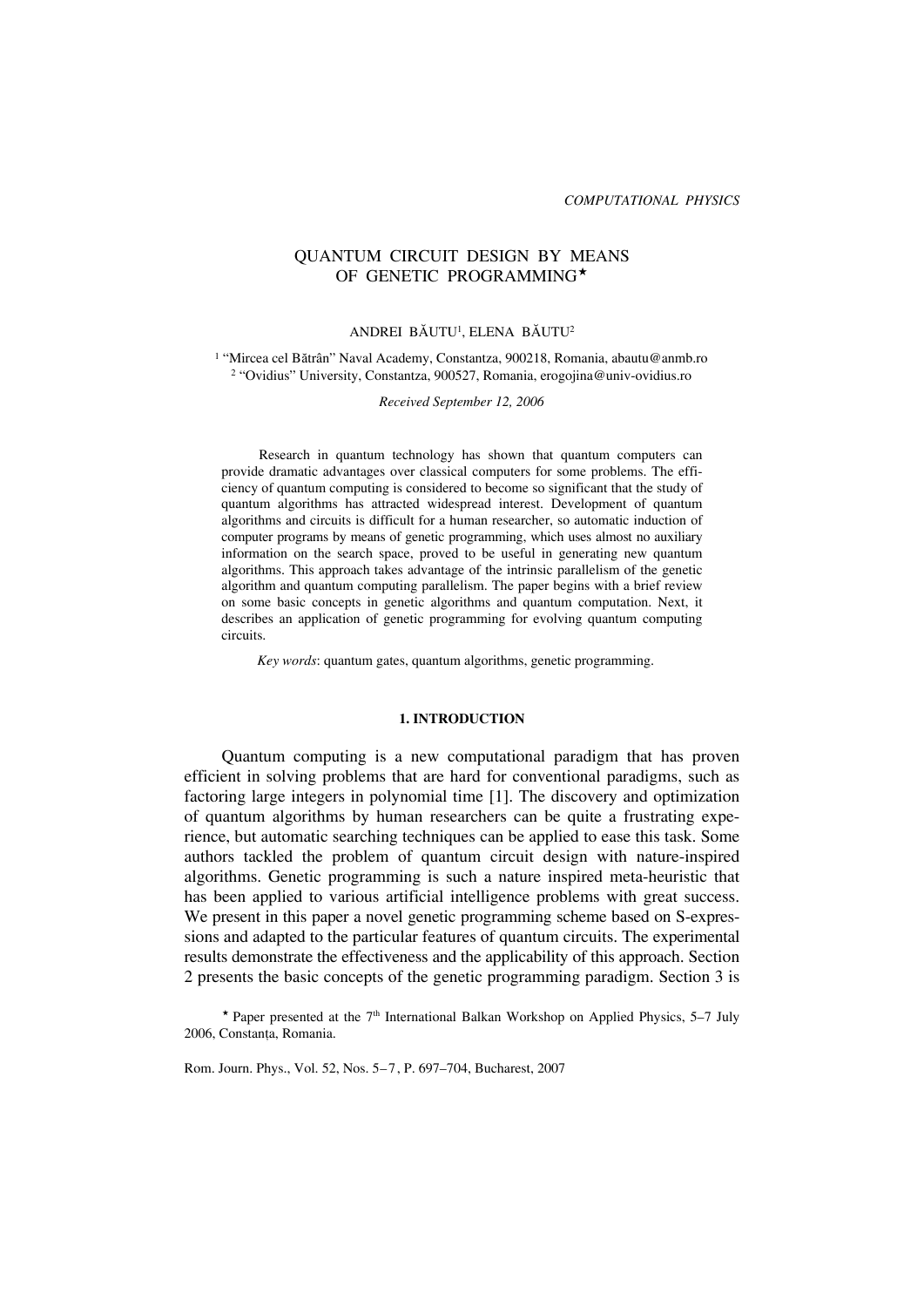*COMPUTATIONAL PHYSICS*

# QUANTUM CIRCUIT DESIGN BY MEANS OF GENETIC PROGRAMMING*

ANDREI BĂUTU[1], ELENA BĂUTU[2]

[1] "Mircea cel Bătrân" Naval Academy, Constantza, 900218, Romania, abautu@anmb.ro
[2] "Ovidius" University, Constantza, 900527, Romania, erogojina@univ-ovidius.ro

*Received September 12, 2006*

Research in quantum technology has shown that quantum computers can provide dramatic advantages over classical computers for some problems. The efficiency of quantum computing is considered to become so significant that the study of quantum algorithms has attracted widespread interest. Development of quantum algorithms and circuits is difficult for a human researcher, so automatic induction of computer programs by means of genetic programming, which uses almost no auxiliary information on the search space, proved to be useful in generating new quantum algorithms. This approach takes advantage of the intrinsic parallelism of the genetic algorithm and quantum computing parallelism. The paper begins with a brief review on some basic concepts in genetic algorithms and quantum computation. Next, it describes an application of genetic programming for evolving quantum computing circuits.

*Key words*: quantum gates, quantum algorithms, genetic programming.

## 1. INTRODUCTION

Quantum computing is a new computational paradigm that has proven efficient in solving problems that are hard for conventional paradigms, such as factoring large integers in polynomial time [1]. The discovery and optimization of quantum algorithms by human researchers can be quite a frustrating experience, but automatic searching techniques can be applied to ease this task. Some authors tackled the problem of quantum circuit design with nature-inspired algorithms. Genetic programming is such a nature inspired meta-heuristic that has been applied to various artificial intelligence problems with great success. We present in this paper a novel genetic programming scheme based on S-expressions and adapted to the particular features of quantum circuits. The experimental results demonstrate the effectiveness and the applicability of this approach. Section 2 presents the basic concepts of the genetic programming paradigm. Section 3 is

* Paper presented at the 7th International Balkan Workshop on Applied Physics, 5–7 July 2006, Constanța, Romania.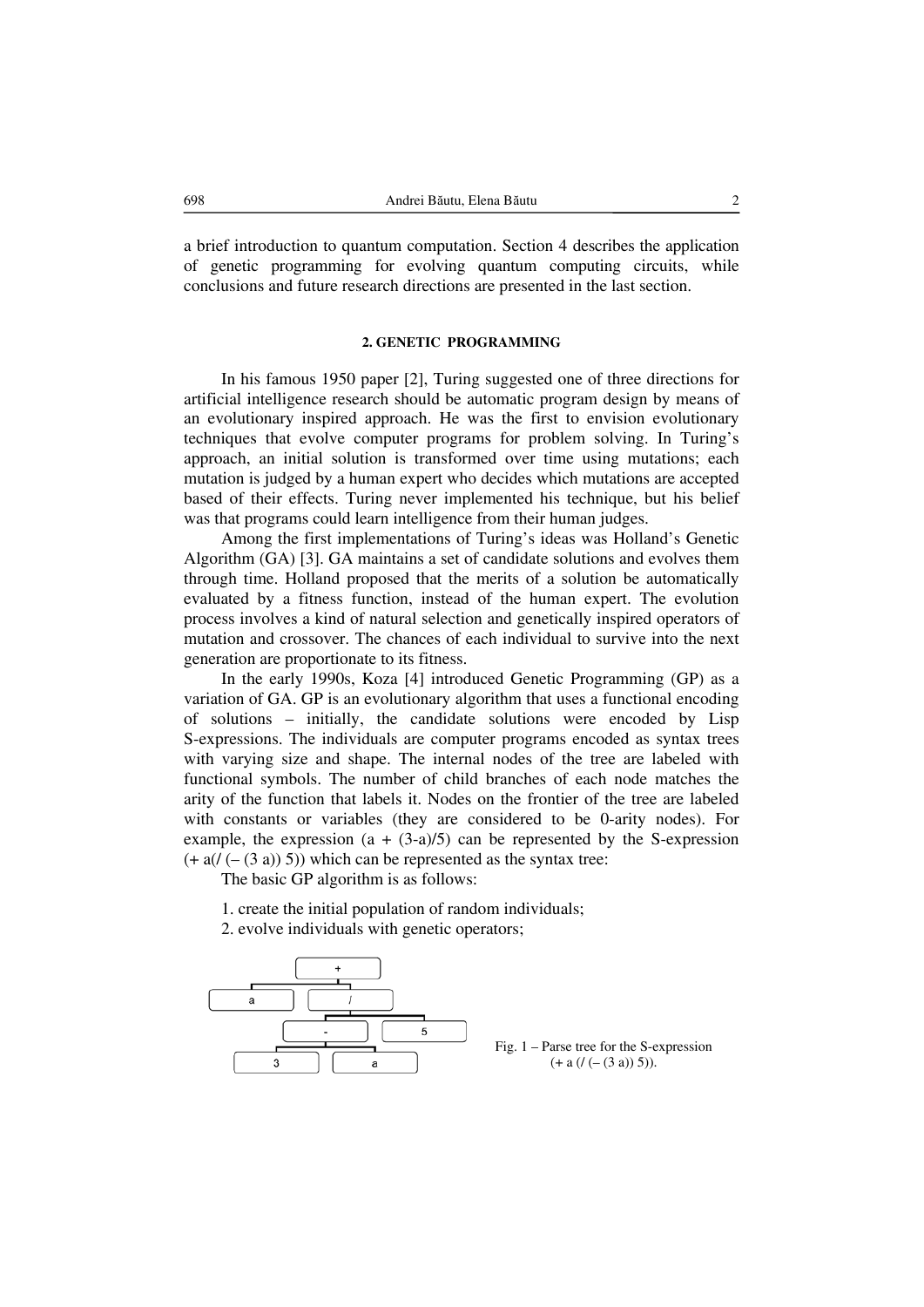a brief introduction to quantum computation. Section 4 describes the application of genetic programming for evolving quantum computing circuits, while conclusions and future research directions are presented in the last section.

## 2. GENETIC PROGRAMMING

In his famous 1950 paper [2], Turing suggested one of three directions for artificial intelligence research should be automatic program design by means of an evolutionary inspired approach. He was the first to envision evolutionary techniques that evolve computer programs for problem solving. In Turing's approach, an initial solution is transformed over time using mutations; each mutation is judged by a human expert who decides which mutations are accepted based of their effects. Turing never implemented his technique, but his belief was that programs could learn intelligence from their human judges.

Among the first implementations of Turing's ideas was Holland's Genetic Algorithm (GA) [3]. GA maintains a set of candidate solutions and evolves them through time. Holland proposed that the merits of a solution be automatically evaluated by a fitness function, instead of the human expert. The evolution process involves a kind of natural selection and genetically inspired operators of mutation and crossover. The chances of each individual to survive into the next generation are proportionate to its fitness.

In the early 1990s, Koza [4] introduced Genetic Programming (GP) as a variation of GA. GP is an evolutionary algorithm that uses a functional encoding of solutions – initially, the candidate solutions were encoded by Lisp S-expressions. The individuals are computer programs encoded as syntax trees with varying size and shape. The internal nodes of the tree are labeled with functional symbols. The number of child branches of each node matches the arity of the function that labels it. Nodes on the frontier of the tree are labeled with constants or variables (they are considered to be 0-arity nodes). For example, the expression $(a + (3\text{-}a)/5)$ can be represented by the S-expression (+ a(/ (– (3 a)) 5)) which can be represented as the syntax tree:

The basic GP algorithm is as follows:

1. create the initial population of random individuals;
2. evolve individuals with genetic operators;

```
            +
     a            /
              -       5
           3     a
```

Fig. 1 – Parse tree for the S-expression (+ a (/ (– (3 a)) 5)).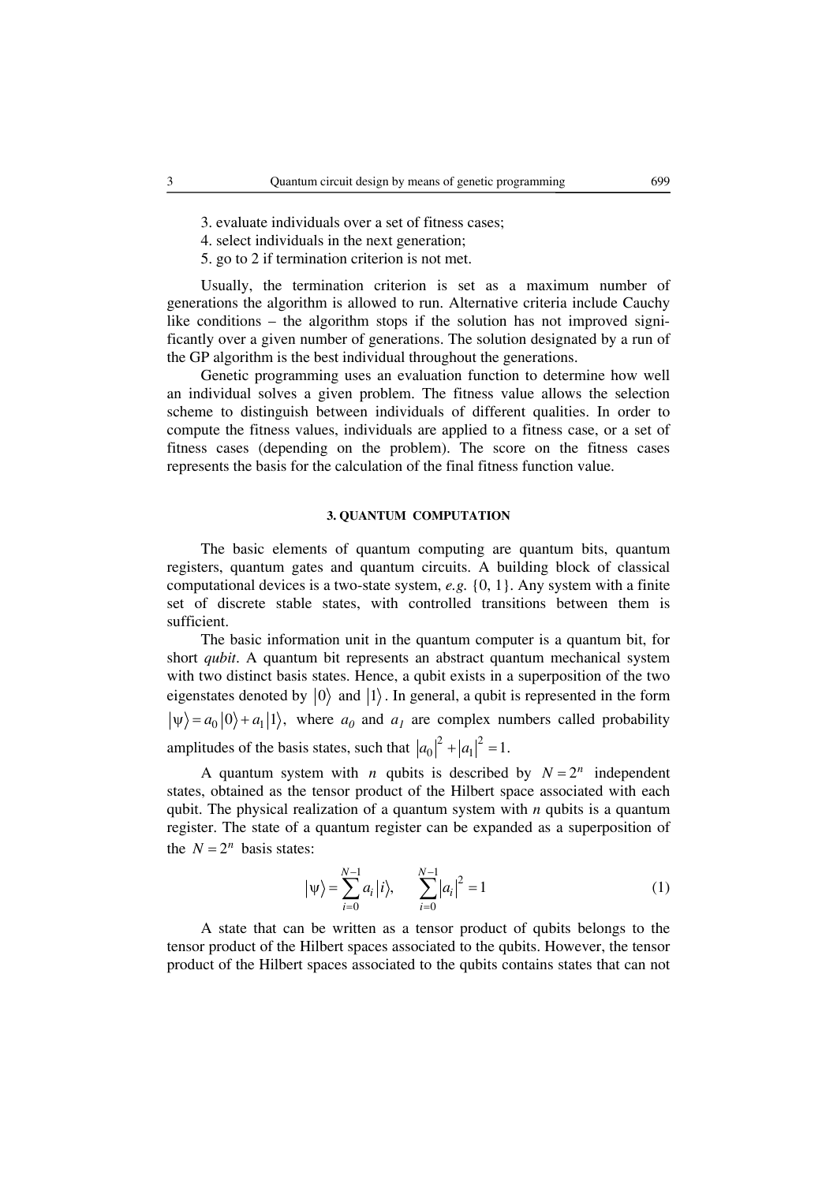3. evaluate individuals over a set of fitness cases;
4. select individuals in the next generation;
5. go to 2 if termination criterion is not met.

Usually, the termination criterion is set as a maximum number of generations the algorithm is allowed to run. Alternative criteria include Cauchy like conditions – the algorithm stops if the solution has not improved significantly over a given number of generations. The solution designated by a run of the GP algorithm is the best individual throughout the generations.

Genetic programming uses an evaluation function to determine how well an individual solves a given problem. The fitness value allows the selection scheme to distinguish between individuals of different qualities. In order to compute the fitness values, individuals are applied to a fitness case, or a set of fitness cases (depending on the problem). The score on the fitness cases represents the basis for the calculation of the final fitness function value.

### 3. QUANTUM COMPUTATION

The basic elements of quantum computing are quantum bits, quantum registers, quantum gates and quantum circuits. A building block of classical computational devices is a two-state system, *e.g.* {0, 1}. Any system with a finite set of discrete stable states, with controlled transitions between them is sufficient.

The basic information unit in the quantum computer is a quantum bit, for short *qubit*. A quantum bit represents an abstract quantum mechanical system with two distinct basis states. Hence, a qubit exists in a superposition of the two eigenstates denoted by $|0\rangle$ and $|1\rangle$. In general, a qubit is represented in the form $|\psi\rangle = a_0|0\rangle + a_1|1\rangle$, where $a_0$ and $a_1$ are complex numbers called probability amplitudes of the basis states, such that $|a_0|^2 + |a_1|^2 = 1$.

A quantum system with $n$ qubits is described by $N = 2^n$ independent states, obtained as the tensor product of the Hilbert space associated with each qubit. The physical realization of a quantum system with $n$ qubits is a quantum register. The state of a quantum register can be expanded as a superposition of the $N = 2^n$ basis states:

$$|\psi\rangle = \sum_{i=0}^{N-1} a_i |i\rangle, \qquad \sum_{i=0}^{N-1} |a_i|^2 = 1 \tag{1}$$

A state that can be written as a tensor product of qubits belongs to the tensor product of the Hilbert spaces associated to the qubits. However, the tensor product of the Hilbert spaces associated to the qubits contains states that can not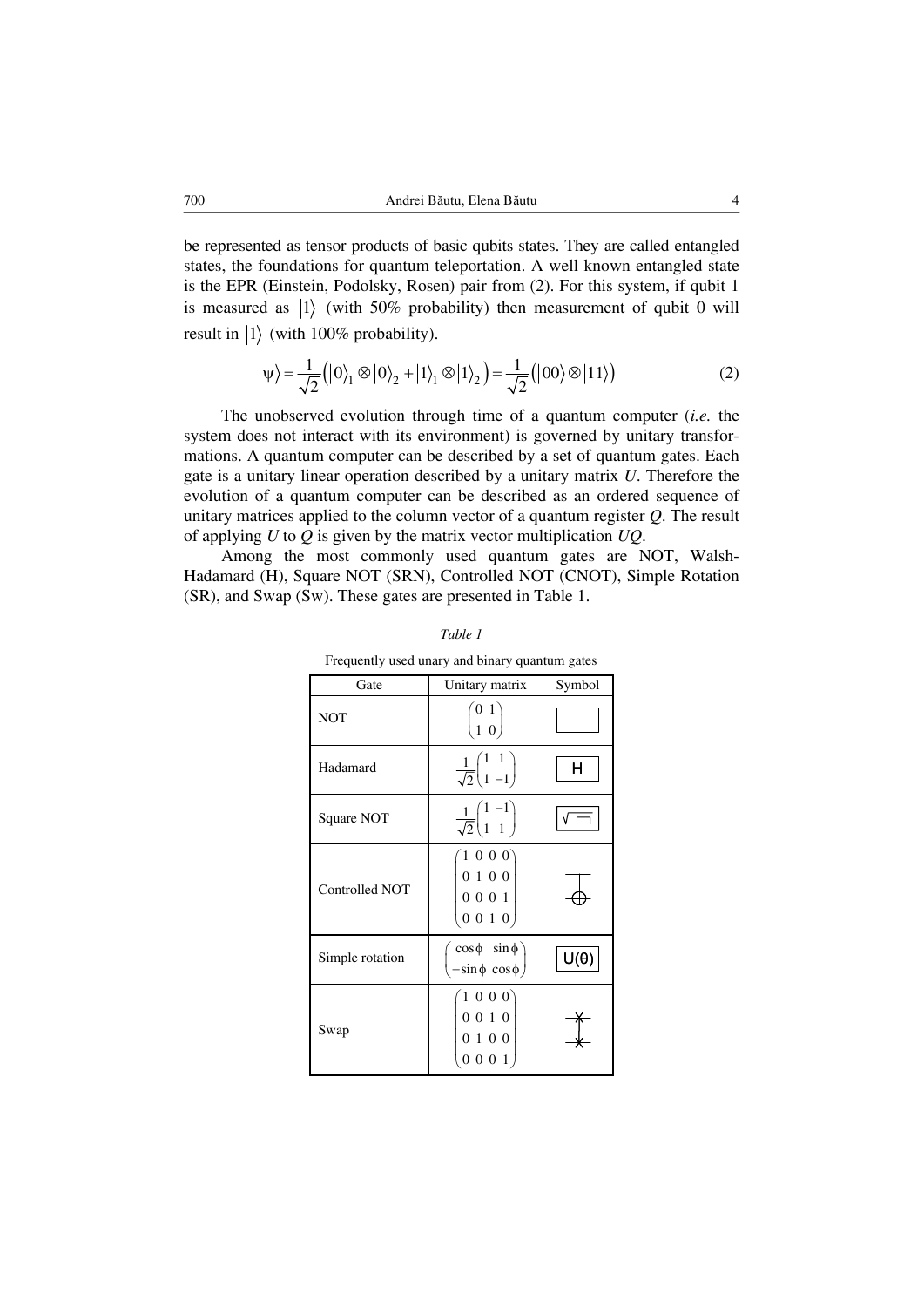be represented as tensor products of basic qubits states. They are called entangled states, the foundations for quantum teleportation. A well known entangled state is the EPR (Einstein, Podolsky, Rosen) pair from (2). For this system, if qubit 1 is measured as $|1\rangle$ (with 50% probability) then measurement of qubit 0 will result in $|1\rangle$ (with 100% probability).

$$|\psi\rangle = \frac{1}{\sqrt{2}}\left(|0\rangle_1 \otimes |0\rangle_2 + |1\rangle_1 \otimes |1\rangle_2\right) = \frac{1}{\sqrt{2}}\left(|00\rangle \otimes |11\rangle\right) \tag{2}$$

The unobserved evolution through time of a quantum computer (*i.e.* the system does not interact with its environment) is governed by unitary transformations. A quantum computer can be described by a set of quantum gates. Each gate is a unitary linear operation described by a unitary matrix $U$. Therefore the evolution of a quantum computer can be described as an ordered sequence of unitary matrices applied to the column vector of a quantum register $Q$. The result of applying $U$ to $Q$ is given by the matrix vector multiplication $UQ$.

Among the most commonly used quantum gates are NOT, Walsh-Hadamard (H), Square NOT (SRN), Controlled NOT (CNOT), Simple Rotation (SR), and Swap (Sw). These gates are presented in Table 1.

*Table 1*

Frequently used unary and binary quantum gates

| Gate | Unitary matrix | Symbol |
|---|---|---|
| NOT | $\begin{pmatrix} 0 & 1 \\ 1 & 0 \end{pmatrix}$ | ⌐ |
| Hadamard | $\frac{1}{\sqrt{2}}\begin{pmatrix} 1 & 1 \\ 1 & -1 \end{pmatrix}$ | H |
| Square NOT | $\frac{1}{\sqrt{2}}\begin{pmatrix} 1 & -1 \\ 1 & 1 \end{pmatrix}$ | √⌐ |
| Controlled NOT | $\begin{pmatrix} 1 & 0 & 0 & 0 \\ 0 & 1 & 0 & 0 \\ 0 & 0 & 0 & 1 \\ 0 & 0 & 1 & 0 \end{pmatrix}$ | |
| Simple rotation | $\begin{pmatrix} \cos\phi & \sin\phi \\ -\sin\phi & \cos\phi \end{pmatrix}$ | U(θ) |
| Swap | $\begin{pmatrix} 1 & 0 & 0 & 0 \\ 0 & 0 & 1 & 0 \\ 0 & 1 & 0 & 0 \\ 0 & 0 & 0 & 1 \end{pmatrix}$ | |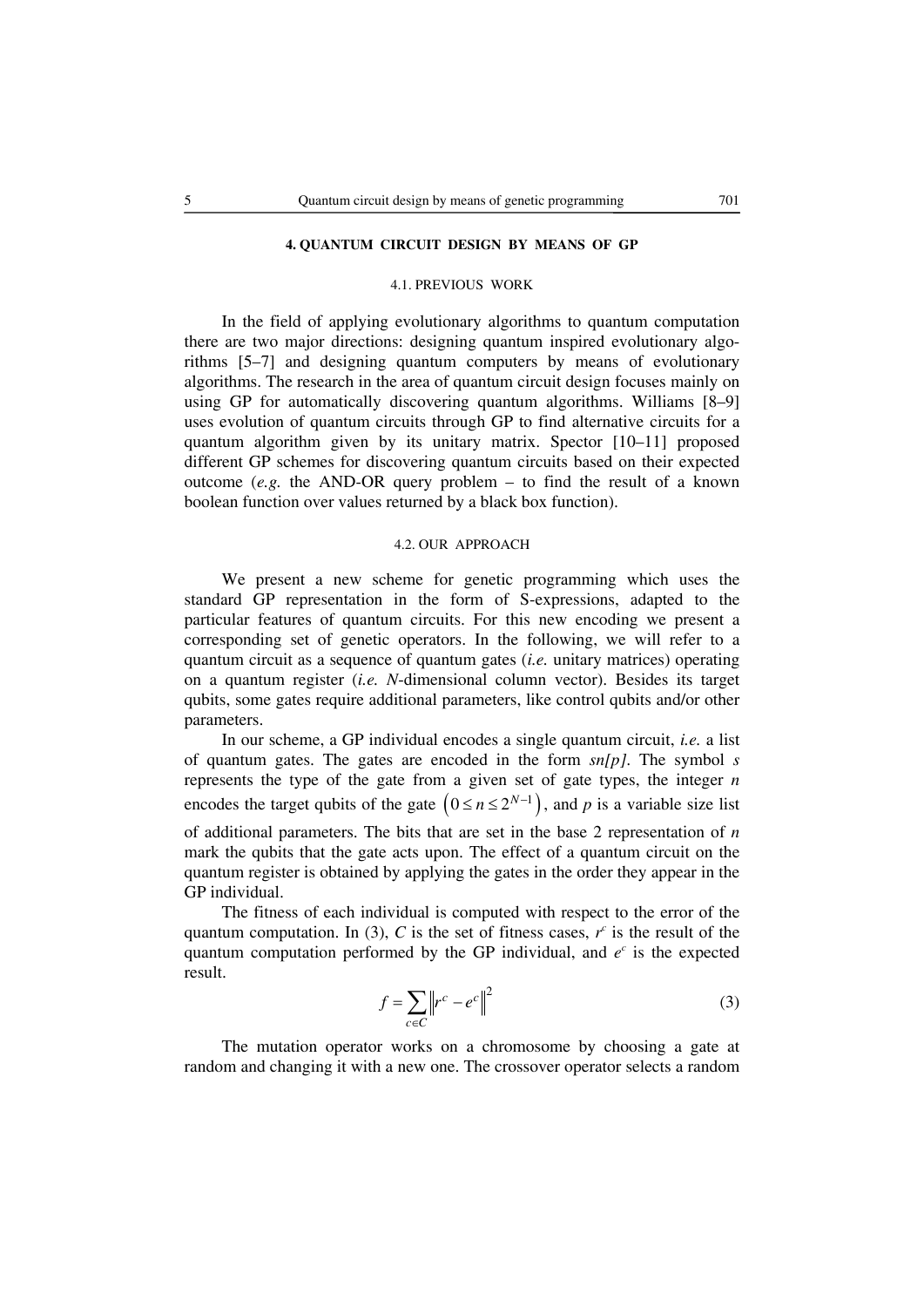## 4. QUANTUM CIRCUIT DESIGN BY MEANS OF GP

### 4.1. PREVIOUS WORK

In the field of applying evolutionary algorithms to quantum computation there are two major directions: designing quantum inspired evolutionary algorithms [5–7] and designing quantum computers by means of evolutionary algorithms. The research in the area of quantum circuit design focuses mainly on using GP for automatically discovering quantum algorithms. Williams [8–9] uses evolution of quantum circuits through GP to find alternative circuits for a quantum algorithm given by its unitary matrix. Spector [10–11] proposed different GP schemes for discovering quantum circuits based on their expected outcome (*e.g.* the AND-OR query problem – to find the result of a known boolean function over values returned by a black box function).

### 4.2. OUR APPROACH

We present a new scheme for genetic programming which uses the standard GP representation in the form of S-expressions, adapted to the particular features of quantum circuits. For this new encoding we present a corresponding set of genetic operators. In the following, we will refer to a quantum circuit as a sequence of quantum gates (*i.e.* unitary matrices) operating on a quantum register (*i.e.* $N$-dimensional column vector). Besides its target qubits, some gates require additional parameters, like control qubits and/or other parameters.

In our scheme, a GP individual encodes a single quantum circuit, *i.e.* a list of quantum gates. The gates are encoded in the form *sn[p]*. The symbol $s$ represents the type of the gate from a given set of gate types, the integer $n$ encodes the target qubits of the gate $\left(0 \le n \le 2^{N-1}\right)$, and $p$ is a variable size list of additional parameters. The bits that are set in the base 2 representation of $n$ mark the qubits that the gate acts upon. The effect of a quantum circuit on the quantum register is obtained by applying the gates in the order they appear in the GP individual.

The fitness of each individual is computed with respect to the error of the quantum computation. In (3), $C$ is the set of fitness cases, $r^c$ is the result of the quantum computation performed by the GP individual, and $e^c$ is the expected result.

$$f = \sum_{c \in C} \left\| r^c - e^c \right\|^2 \tag{3}$$

The mutation operator works on a chromosome by choosing a gate at random and changing it with a new one. The crossover operator selects a random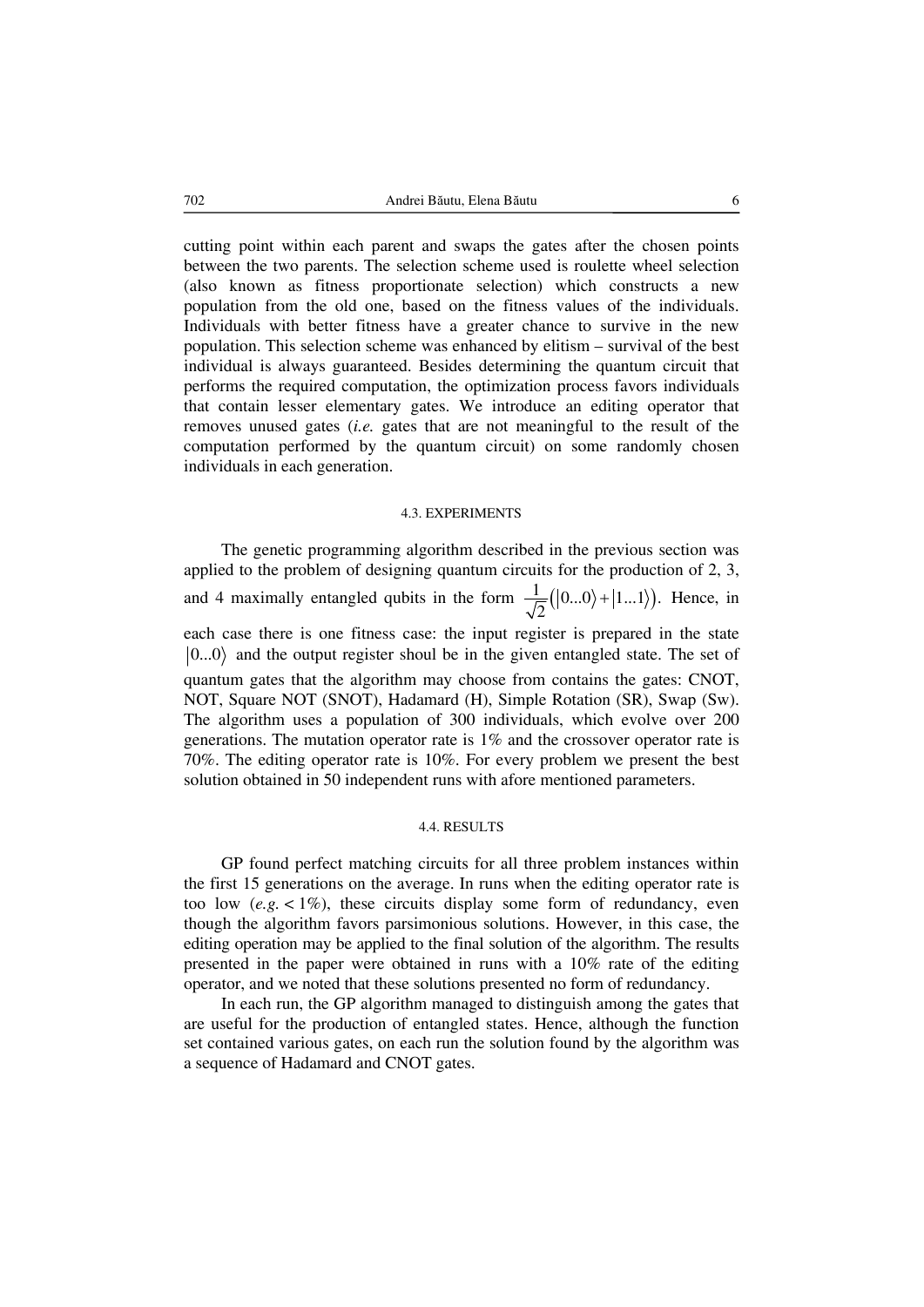cutting point within each parent and swaps the gates after the chosen points between the two parents. The selection scheme used is roulette wheel selection (also known as fitness proportionate selection) which constructs a new population from the old one, based on the fitness values of the individuals. Individuals with better fitness have a greater chance to survive in the new population. This selection scheme was enhanced by elitism – survival of the best individual is always guaranteed. Besides determining the quantum circuit that performs the required computation, the optimization process favors individuals that contain lesser elementary gates. We introduce an editing operator that removes unused gates (*i.e.* gates that are not meaningful to the result of the computation performed by the quantum circuit) on some randomly chosen individuals in each generation.

### 4.3. EXPERIMENTS

The genetic programming algorithm described in the previous section was applied to the problem of designing quantum circuits for the production of 2, 3, and 4 maximally entangled qubits in the form $\frac{1}{\sqrt{2}}\left(|0...0\rangle + |1...1\rangle\right)$. Hence, in each case there is one fitness case: the input register is prepared in the state $|0...0\rangle$ and the output register shoul be in the given entangled state. The set of quantum gates that the algorithm may choose from contains the gates: CNOT, NOT, Square NOT (SNOT), Hadamard (H), Simple Rotation (SR), Swap (Sw). The algorithm uses a population of 300 individuals, which evolve over 200 generations. The mutation operator rate is 1% and the crossover operator rate is 70%. The editing operator rate is 10%. For every problem we present the best solution obtained in 50 independent runs with afore mentioned parameters.

### 4.4. RESULTS

GP found perfect matching circuits for all three problem instances within the first 15 generations on the average. In runs when the editing operator rate is too low (*e.g.* < 1%), these circuits display some form of redundancy, even though the algorithm favors parsimonious solutions. However, in this case, the editing operation may be applied to the final solution of the algorithm. The results presented in the paper were obtained in runs with a 10% rate of the editing operator, and we noted that these solutions presented no form of redundancy.

In each run, the GP algorithm managed to distinguish among the gates that are useful for the production of entangled states. Hence, although the function set contained various gates, on each run the solution found by the algorithm was a sequence of Hadamard and CNOT gates.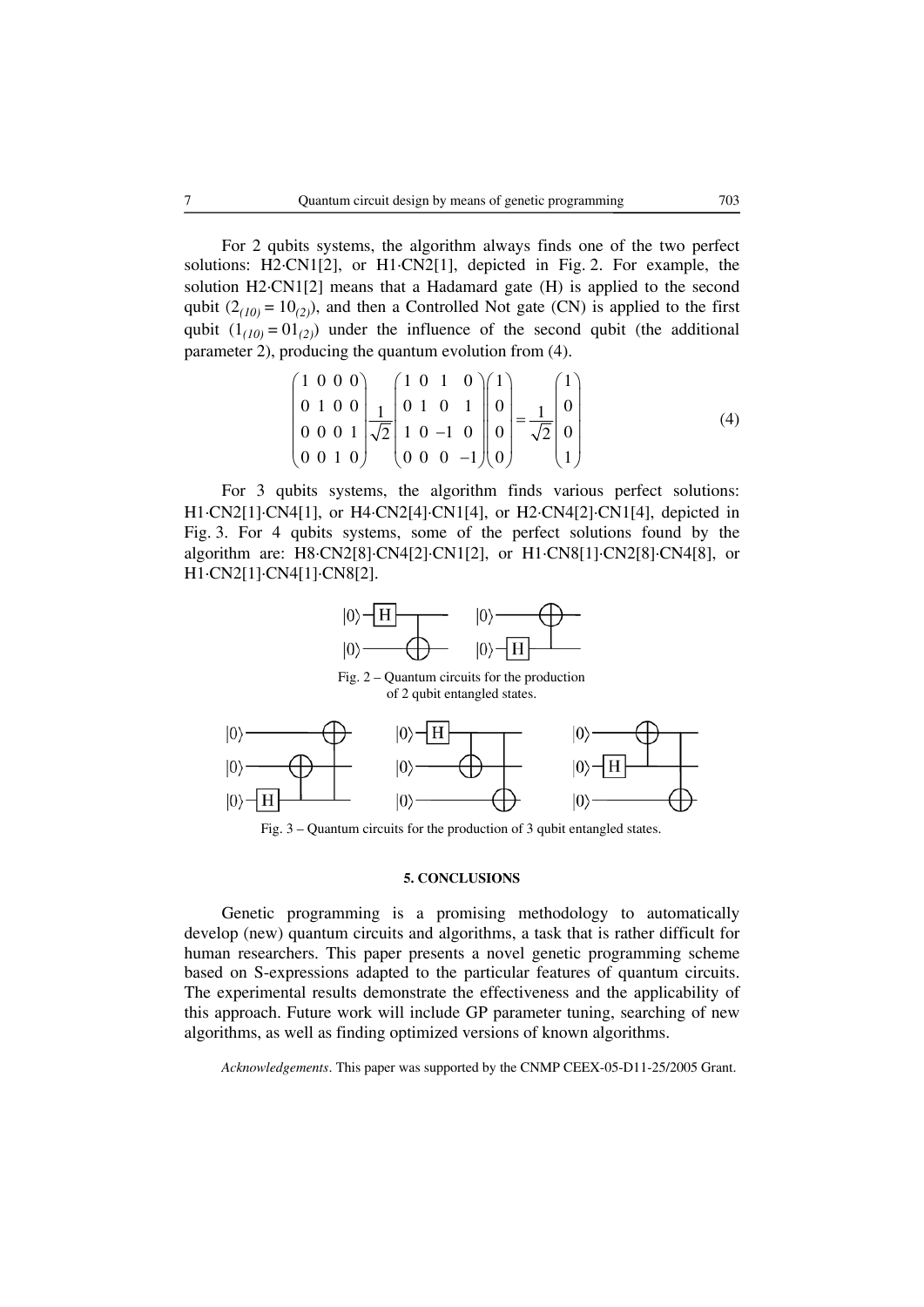For 2 qubits systems, the algorithm always finds one of the two perfect solutions: H2·CN1[2], or H1·CN2[1], depicted in Fig. 2. For example, the solution H2·CN1[2] means that a Hadamard gate (H) is applied to the second qubit ($2_{(10)} = 10_{(2)}$), and then a Controlled Not gate (CN) is applied to the first qubit ($1_{(10)} = 01_{(2)}$) under the influence of the second qubit (the additional parameter 2), producing the quantum evolution from (4).

$$\begin{pmatrix} 1 & 0 & 0 & 0 \\ 0 & 1 & 0 & 0 \\ 0 & 0 & 0 & 1 \\ 0 & 0 & 1 & 0 \end{pmatrix} \frac{1}{\sqrt{2}} \begin{pmatrix} 1 & 0 & 1 & 0 \\ 0 & 1 & 0 & 1 \\ 1 & 0 & -1 & 0 \\ 0 & 0 & 0 & -1 \end{pmatrix} \begin{pmatrix} 1 \\ 0 \\ 0 \\ 0 \end{pmatrix} = \frac{1}{\sqrt{2}} \begin{pmatrix} 1 \\ 0 \\ 0 \\ 1 \end{pmatrix} \tag{4}$$

For 3 qubits systems, the algorithm finds various perfect solutions: H1·CN2[1]·CN4[1], or H4·CN2[4]·CN1[4], or H2·CN4[2]·CN1[4], depicted in Fig. 3. For 4 qubits systems, some of the perfect solutions found by the algorithm are: H8·CN2[8]·CN4[2]·CN1[2], or H1·CN8[1]·CN2[8]·CN4[8], or H1·CN2[1]·CN4[1]·CN8[2].

Fig. 2 – Quantum circuits for the production of 2 qubit entangled states.

Fig. 3 – Quantum circuits for the production of 3 qubit entangled states.

## 5. CONCLUSIONS

Genetic programming is a promising methodology to automatically develop (new) quantum circuits and algorithms, a task that is rather difficult for human researchers. This paper presents a novel genetic programming scheme based on S-expressions adapted to the particular features of quantum circuits. The experimental results demonstrate the effectiveness and the applicability of this approach. Future work will include GP parameter tuning, searching of new algorithms, as well as finding optimized versions of known algorithms.

*Acknowledgements*. This paper was supported by the CNMP CEEX-05-D11-25/2005 Grant.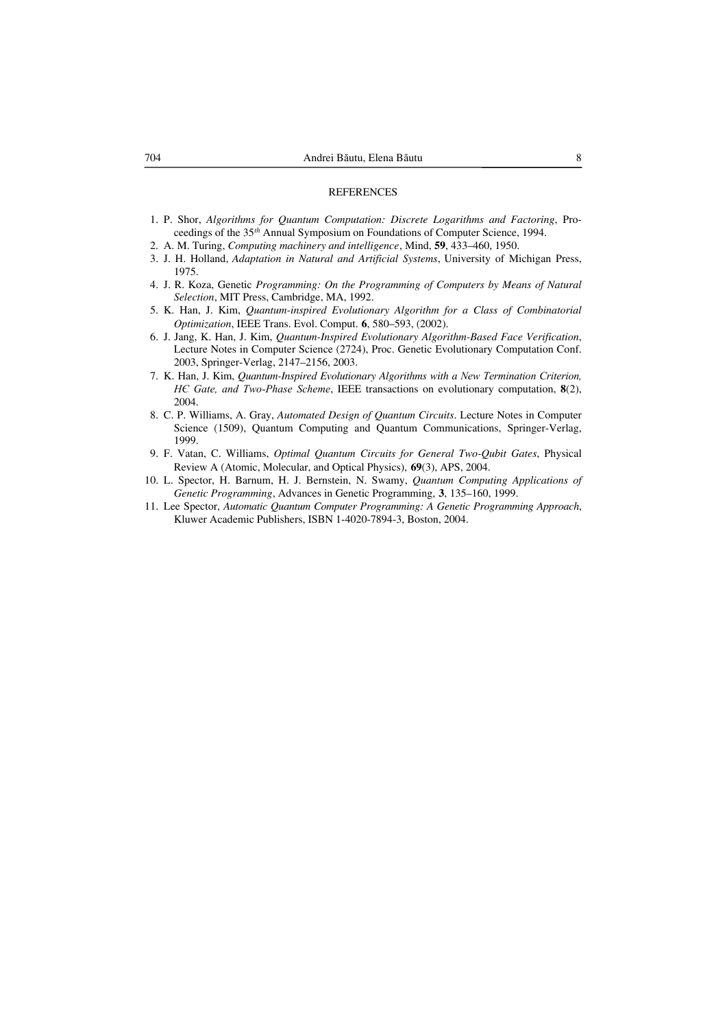## REFERENCES

1. P. Shor, *Algorithms for Quantum Computation: Discrete Logarithms and Factoring*, Proceedings of the 35$^{th}$ Annual Symposium on Foundations of Computer Science, 1994.
2. A. M. Turing, *Computing machinery and intelligence*, Mind, **59**, 433–460, 1950.
3. J. H. Holland, *Adaptation in Natural and Artificial Systems*, University of Michigan Press, 1975.
4. J. R. Koza, Genetic *Programming: On the Programming of Computers by Means of Natural Selection*, MIT Press, Cambridge, MA, 1992.
5. K. Han, J. Kim, *Quantum-inspired Evolutionary Algorithm for a Class of Combinatorial Optimization*, IEEE Trans. Evol. Comput. **6**, 580–593, (2002).
6. J. Jang, K. Han, J. Kim, *Quantum-Inspired Evolutionary Algorithm-Based Face Verification*, Lecture Notes in Computer Science (2724), Proc. Genetic Evolutionary Computation Conf. 2003, Springer-Verlag, 2147–2156, 2003.
7. K. Han, J. Kim, *Quantum-Inspired Evolutionary Algorithms with a New Termination Criterion, HЄ Gate, and Two-Phase Scheme*, IEEE transactions on evolutionary computation, **8**(2), 2004.
8. C. P. Williams, A. Gray, *Automated Design of Quantum Circuits*. Lecture Notes in Computer Science (1509), Quantum Computing and Quantum Communications, Springer-Verlag, 1999.
9. F. Vatan, C. Williams, *Optimal Quantum Circuits for General Two-Qubit Gates*, Physical Review A (Atomic, Molecular, and Optical Physics), **69**(3), APS, 2004.
10. L. Spector, H. Barnum, H. J. Bernstein, N. Swamy, *Quantum Computing Applications of Genetic Programming*, Advances in Genetic Programming, **3**, 135–160, 1999.
11. Lee Spector, *Automatic Quantum Computer Programming: A Genetic Programming Approach*, Kluwer Academic Publishers, ISBN 1-4020-7894-3, Boston, 2004.